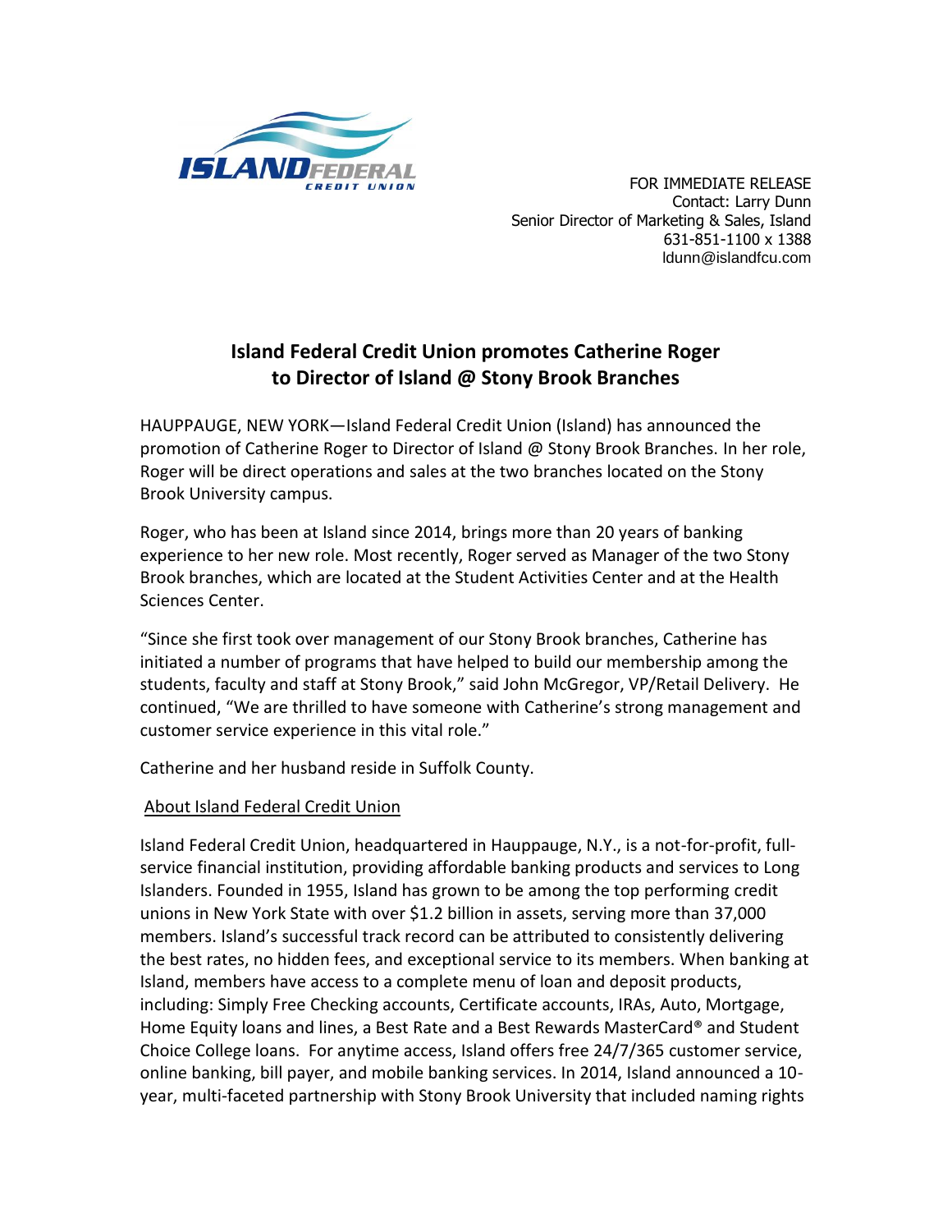ISLAND FEDERAL CREDIT UNION

FOR IMMEDIATE RELEASE
Contact: Larry Dunn
Senior Director of Marketing & Sales, Island
631-851-1100 x 1388
ldunn@islandfcu.com

# Island Federal Credit Union promotes Catherine Roger to Director of Island @ Stony Brook Branches

HAUPPAUGE, NEW YORK—Island Federal Credit Union (Island) has announced the promotion of Catherine Roger to Director of Island @ Stony Brook Branches. In her role, Roger will be direct operations and sales at the two branches located on the Stony Brook University campus.

Roger, who has been at Island since 2014, brings more than 20 years of banking experience to her new role. Most recently, Roger served as Manager of the two Stony Brook branches, which are located at the Student Activities Center and at the Health Sciences Center.

"Since she first took over management of our Stony Brook branches, Catherine has initiated a number of programs that have helped to build our membership among the students, faculty and staff at Stony Brook," said John McGregor, VP/Retail Delivery. He continued, "We are thrilled to have someone with Catherine's strong management and customer service experience in this vital role."

Catherine and her husband reside in Suffolk County.

## About Island Federal Credit Union

Island Federal Credit Union, headquartered in Hauppauge, N.Y., is a not-for-profit, full-service financial institution, providing affordable banking products and services to Long Islanders. Founded in 1955, Island has grown to be among the top performing credit unions in New York State with over $1.2 billion in assets, serving more than 37,000 members. Island's successful track record can be attributed to consistently delivering the best rates, no hidden fees, and exceptional service to its members. When banking at Island, members have access to a complete menu of loan and deposit products, including: Simply Free Checking accounts, Certificate accounts, IRAs, Auto, Mortgage, Home Equity loans and lines, a Best Rate and a Best Rewards MasterCard® and Student Choice College loans. For anytime access, Island offers free 24/7/365 customer service, online banking, bill payer, and mobile banking services. In 2014, Island announced a 10-year, multi-faceted partnership with Stony Brook University that included naming rights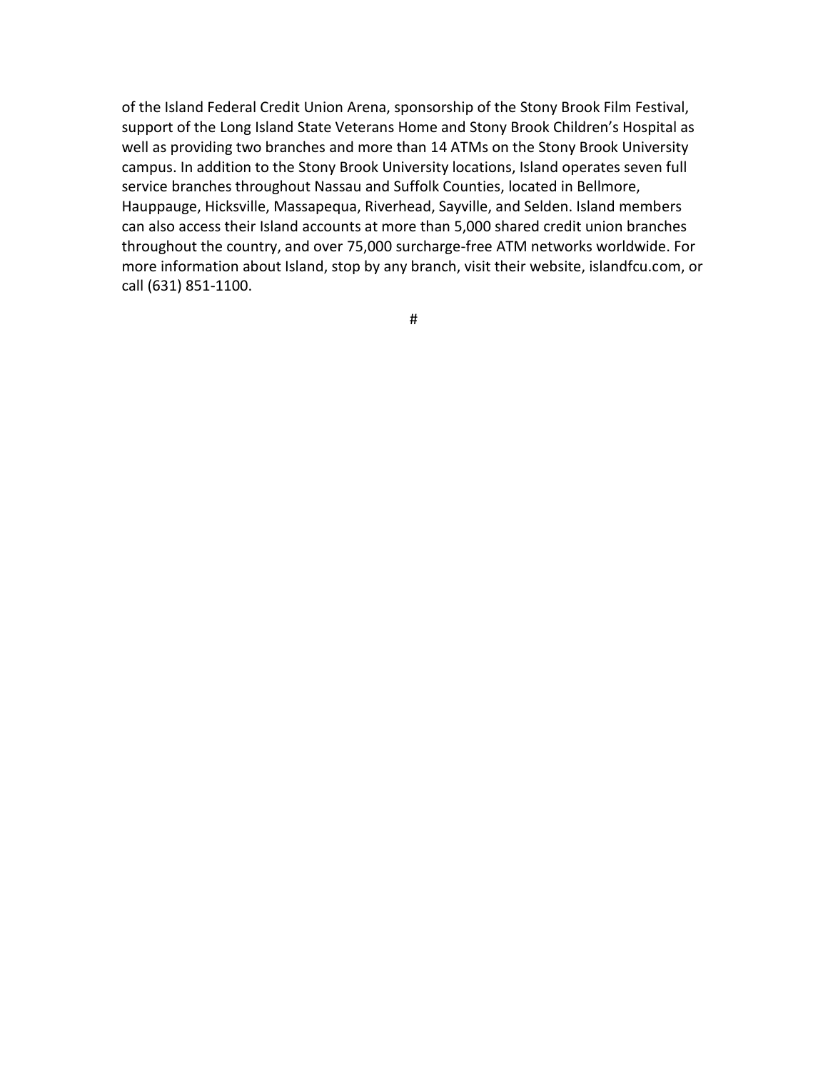of the Island Federal Credit Union Arena, sponsorship of the Stony Brook Film Festival, support of the Long Island State Veterans Home and Stony Brook Children's Hospital as well as providing two branches and more than 14 ATMs on the Stony Brook University campus. In addition to the Stony Brook University locations, Island operates seven full service branches throughout Nassau and Suffolk Counties, located in Bellmore, Hauppauge, Hicksville, Massapequa, Riverhead, Sayville, and Selden. Island members can also access their Island accounts at more than 5,000 shared credit union branches throughout the country, and over 75,000 surcharge-free ATM networks worldwide. For more information about Island, stop by any branch, visit their website, islandfcu.com, or call (631) 851-1100.

#